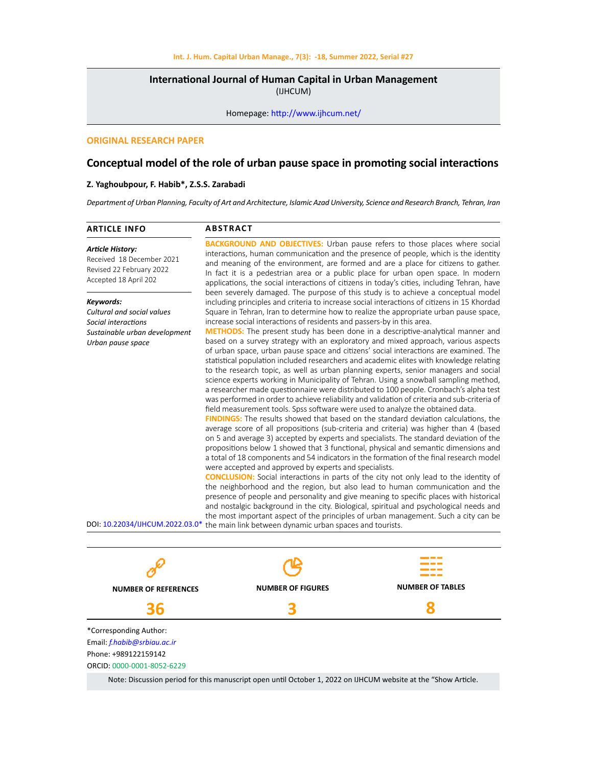**International Journal of Human Capital in Urban Management**
(IJHCUM)

Homepage: http://www.ijhcum.net/

**ORIGINAL RESEARCH PAPER**

# Conceptual model of the role of urban pause space in promoting social interactions

**Z. Yaghoubpour, F. Habib*, Z.S.S. Zarabadi**

*Department of Urban Planning, Faculty of Art and Architecture, Islamic Azad University, Science and Research Branch, Tehran, Iran*

## ARTICLE INFO

***Article History:***
Received 18 December 2021
Revised 22 February 2022
Accepted 18 April 202

***Keywords:***
*Cultural and social values*
*Social interactions*
*Sustainable urban development*
*Urban pause space*

DOI: 10.22034/IJHCUM.2022.03.0*

## ABSTRACT

**BACKGROUND AND OBJECTIVES:** Urban pause refers to those places where social interactions, human communication and the presence of people, which is the identity and meaning of the environment, are formed and are a place for citizens to gather. In fact it is a pedestrian area or a public place for urban open space. In modern applications, the social interactions of citizens in today's cities, including Tehran, have been severely damaged. The purpose of this study is to achieve a conceptual model including principles and criteria to increase social interactions of citizens in 15 Khordad Square in Tehran, Iran to determine how to realize the appropriate urban pause space, increase social interactions of residents and passers-by in this area.

**METHODS:** The present study has been done in a descriptive-analytical manner and based on a survey strategy with an exploratory and mixed approach, various aspects of urban space, urban pause space and citizens' social interactions are examined. The statistical population included researchers and academic elites with knowledge relating to the research topic, as well as urban planning experts, senior managers and social science experts working in Municipality of Tehran. Using a snowball sampling method, a researcher made questionnaire were distributed to 100 people. Cronbach's alpha test was performed in order to achieve reliability and validation of criteria and sub-criteria of field measurement tools. Spss software were used to analyze the obtained data.

**FINDINGS:** The results showed that based on the standard deviation calculations, the average score of all propositions (sub-criteria and criteria) was higher than 4 (based on 5 and average 3) accepted by experts and specialists. The standard deviation of the propositions below 1 showed that 3 functional, physical and semantic dimensions and a total of 18 components and 54 indicators in the formation of the final research model were accepted and approved by experts and specialists.

**CONCLUSION:** Social interactions in parts of the city not only lead to the identity of the neighborhood and the region, but also lead to human communication and the presence of people and personality and give meaning to specific places with historical and nostalgic background in the city. Biological, spiritual and psychological needs and the most important aspect of the principles of urban management. Such a city can be the main link between dynamic urban spaces and tourists.

| NUMBER OF REFERENCES | NUMBER OF FIGURES | NUMBER OF TABLES |
|---|---|---|
| 36 | 3 | 8 |

*Corresponding Author:
Email: *f.habib@srbiau.ac.ir*
Phone: +989122159142
ORCID: 0000-0001-8052-6229

Note: Discussion period for this manuscript open until October 1, 2022 on IJHCUM website at the "Show Article.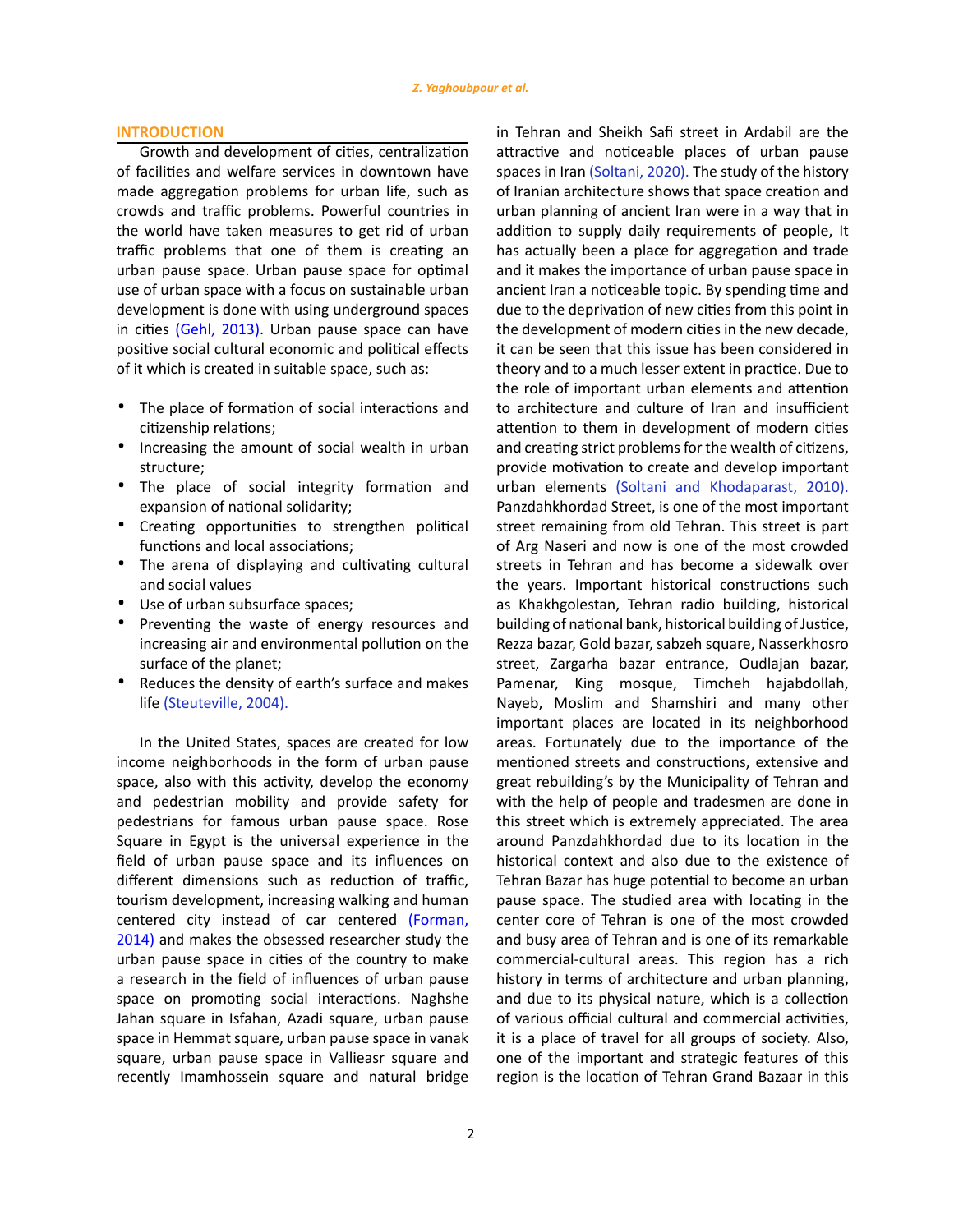## INTRODUCTION

Growth and development of cities, centralization of facilities and welfare services in downtown have made aggregation problems for urban life, such as crowds and traffic problems. Powerful countries in the world have taken measures to get rid of urban traffic problems that one of them is creating an urban pause space. Urban pause space for optimal use of urban space with a focus on sustainable urban development is done with using underground spaces in cities (Gehl, 2013). Urban pause space can have positive social cultural economic and political effects of it which is created in suitable space, such as:

- The place of formation of social interactions and citizenship relations;
- Increasing the amount of social wealth in urban structure;
- The place of social integrity formation and expansion of national solidarity;
- Creating opportunities to strengthen political functions and local associations;
- The arena of displaying and cultivating cultural and social values
- Use of urban subsurface spaces;
- Preventing the waste of energy resources and increasing air and environmental pollution on the surface of the planet;
- Reduces the density of earth's surface and makes life (Steuteville, 2004).

In the United States, spaces are created for low income neighborhoods in the form of urban pause space, also with this activity, develop the economy and pedestrian mobility and provide safety for pedestrians for famous urban pause space. Rose Square in Egypt is the universal experience in the field of urban pause space and its influences on different dimensions such as reduction of traffic, tourism development, increasing walking and human centered city instead of car centered (Forman, 2014) and makes the obsessed researcher study the urban pause space in cities of the country to make a research in the field of influences of urban pause space on promoting social interactions. Naghshe Jahan square in Isfahan, Azadi square, urban pause space in Hemmat square, urban pause space in vanak square, urban pause space in Vallieasr square and recently Imamhossein square and natural bridge in Tehran and Sheikh Safi street in Ardabil are the attractive and noticeable places of urban pause spaces in Iran (Soltani, 2020). The study of the history of Iranian architecture shows that space creation and urban planning of ancient Iran were in a way that in addition to supply daily requirements of people, It has actually been a place for aggregation and trade and it makes the importance of urban pause space in ancient Iran a noticeable topic. By spending time and due to the deprivation of new cities from this point in the development of modern cities in the new decade, it can be seen that this issue has been considered in theory and to a much lesser extent in practice. Due to the role of important urban elements and attention to architecture and culture of Iran and insufficient attention to them in development of modern cities and creating strict problems for the wealth of citizens, provide motivation to create and develop important urban elements (Soltani and Khodaparast, 2010). Panzdahkhordad Street, is one of the most important street remaining from old Tehran. This street is part of Arg Naseri and now is one of the most crowded streets in Tehran and has become a sidewalk over the years. Important historical constructions such as Khakhgolestan, Tehran radio building, historical building of national bank, historical building of Justice, Rezza bazar, Gold bazar, sabzeh square, Nasserkhosro street, Zargarha bazar entrance, Oudlajan bazar, Pamenar, King mosque, Timcheh hajabdollah, Nayeb, Moslim and Shamshiri and many other important places are located in its neighborhood areas. Fortunately due to the importance of the mentioned streets and constructions, extensive and great rebuilding's by the Municipality of Tehran and with the help of people and tradesmen are done in this street which is extremely appreciated. The area around Panzdahkhordad due to its location in the historical context and also due to the existence of Tehran Bazar has huge potential to become an urban pause space. The studied area with locating in the center core of Tehran is one of the most crowded and busy area of Tehran and is one of its remarkable commercial-cultural areas. This region has a rich history in terms of architecture and urban planning, and due to its physical nature, which is a collection of various official cultural and commercial activities, it is a place of travel for all groups of society. Also, one of the important and strategic features of this region is the location of Tehran Grand Bazaar in this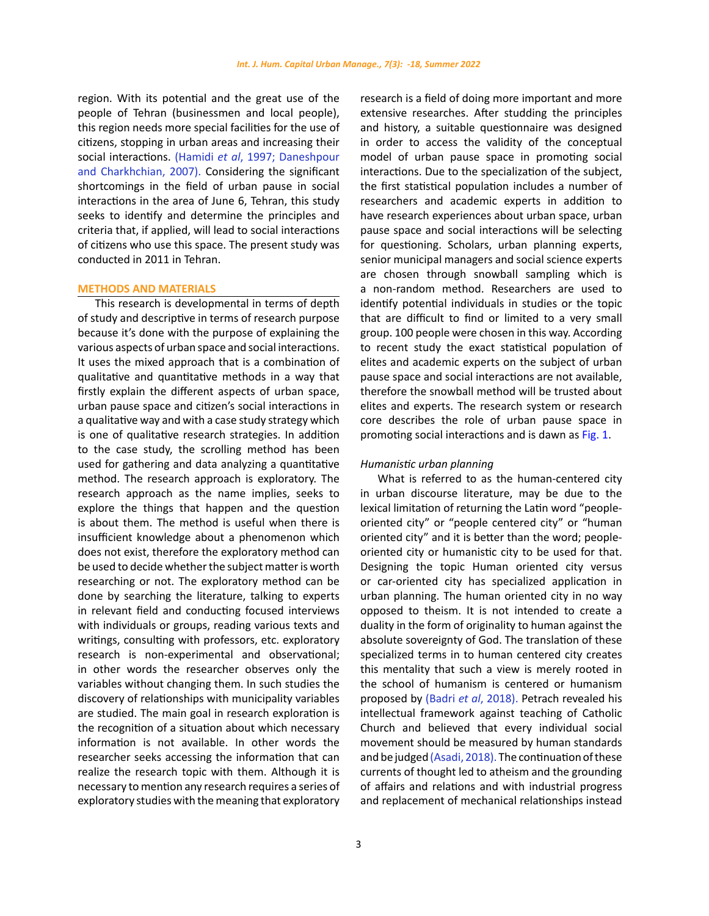region. With its potential and the great use of the people of Tehran (businessmen and local people), this region needs more special facilities for the use of citizens, stopping in urban areas and increasing their social interactions. (Hamidi *et al*, 1997; Daneshpour and Charkhchian, 2007). Considering the significant shortcomings in the field of urban pause in social interactions in the area of June 6, Tehran, this study seeks to identify and determine the principles and criteria that, if applied, will lead to social interactions of citizens who use this space. The present study was conducted in 2011 in Tehran.

## METHODS AND MATERIALS

This research is developmental in terms of depth of study and descriptive in terms of research purpose because it's done with the purpose of explaining the various aspects of urban space and social interactions. It uses the mixed approach that is a combination of qualitative and quantitative methods in a way that firstly explain the different aspects of urban space, urban pause space and citizen's social interactions in a qualitative way and with a case study strategy which is one of qualitative research strategies. In addition to the case study, the scrolling method has been used for gathering and data analyzing a quantitative method. The research approach is exploratory. The research approach as the name implies, seeks to explore the things that happen and the question is about them. The method is useful when there is insufficient knowledge about a phenomenon which does not exist, therefore the exploratory method can be used to decide whether the subject matter is worth researching or not. The exploratory method can be done by searching the literature, talking to experts in relevant field and conducting focused interviews with individuals or groups, reading various texts and writings, consulting with professors, etc. exploratory research is non-experimental and observational; in other words the researcher observes only the variables without changing them. In such studies the discovery of relationships with municipality variables are studied. The main goal in research exploration is the recognition of a situation about which necessary information is not available. In other words the researcher seeks accessing the information that can realize the research topic with them. Although it is necessary to mention any research requires a series of exploratory studies with the meaning that exploratory research is a field of doing more important and more extensive researches. After studding the principles and history, a suitable questionnaire was designed in order to access the validity of the conceptual model of urban pause space in promoting social interactions. Due to the specialization of the subject, the first statistical population includes a number of researchers and academic experts in addition to have research experiences about urban space, urban pause space and social interactions will be selecting for questioning. Scholars, urban planning experts, senior municipal managers and social science experts are chosen through snowball sampling which is a non-random method. Researchers are used to identify potential individuals in studies or the topic that are difficult to find or limited to a very small group. 100 people were chosen in this way. According to recent study the exact statistical population of elites and academic experts on the subject of urban pause space and social interactions are not available, therefore the snowball method will be trusted about elites and experts. The research system or research core describes the role of urban pause space in promoting social interactions and is dawn as Fig. 1.

### *Humanistic urban planning*

What is referred to as the human-centered city in urban discourse literature, may be due to the lexical limitation of returning the Latin word "people-oriented city" or "people centered city" or "human oriented city" and it is better than the word; people-oriented city or humanistic city to be used for that. Designing the topic Human oriented city versus or car-oriented city has specialized application in urban planning. The human oriented city in no way opposed to theism. It is not intended to create a duality in the form of originality to human against the absolute sovereignty of God. The translation of these specialized terms in to human centered city creates this mentality that such a view is merely rooted in the school of humanism is centered or humanism proposed by (Badri *et al*, 2018). Petrach revealed his intellectual framework against teaching of Catholic Church and believed that every individual social movement should be measured by human standards and be judged (Asadi, 2018). The continuation of these currents of thought led to atheism and the grounding of affairs and relations and with industrial progress and replacement of mechanical relationships instead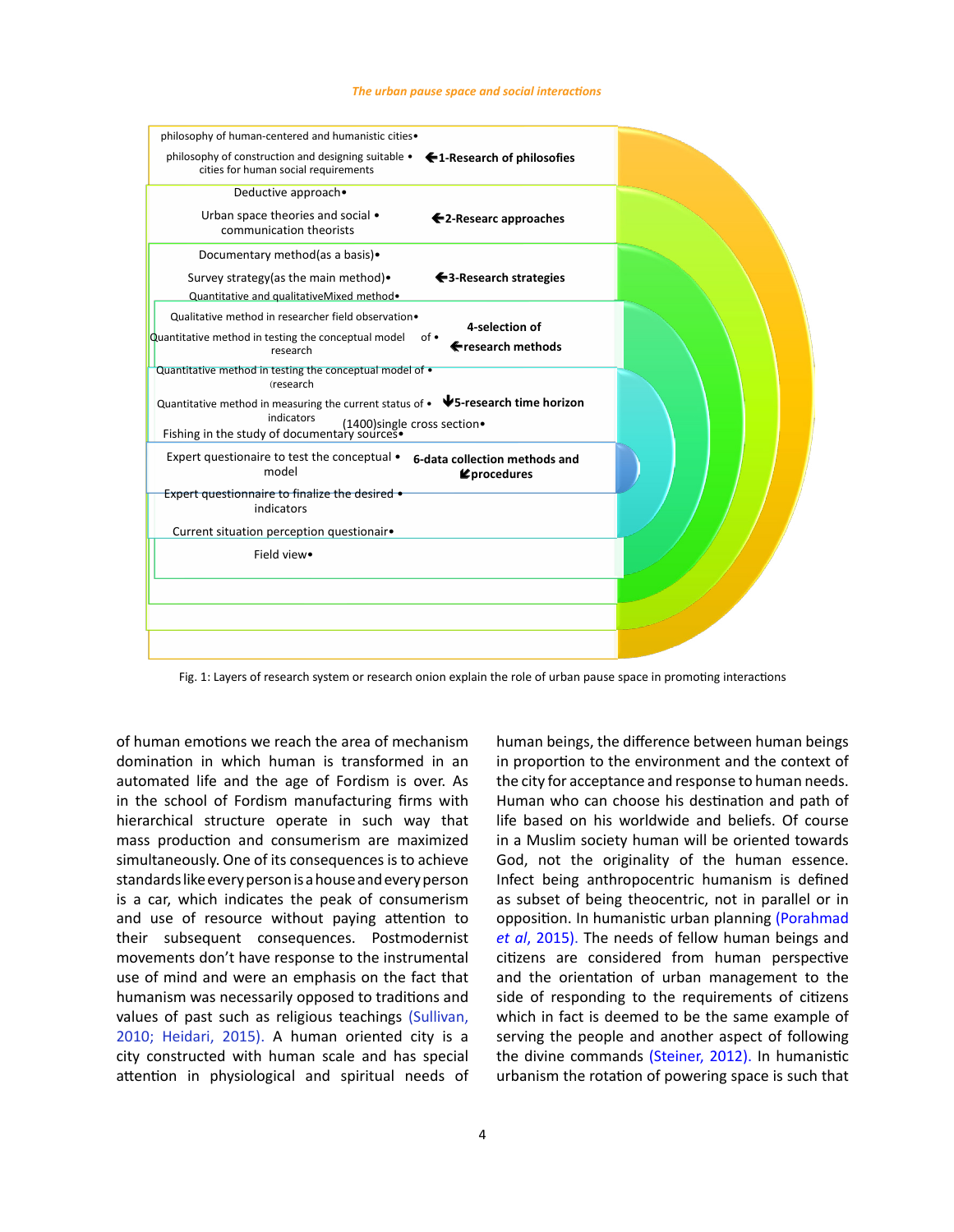- philosophy of human-centered and humanistic cities•
- philosophy of construction and designing suitable • cities for human social requirements

←1-Research of philosofies

- Deductive approach•
- Urban space theories and social • communication theorists

←2-Researc approaches

- Documentary method(as a basis)•
- Survey strategy(as the main method)•
- Quantitative and qualitativeMixed method•

←3-Research strategies

- Qualitative method in researcher field observation•
- Quantitative method in testing the conceptual model of • research

4-selection of ←research methods

- Quantitative method in testing the conceptual model of • (research
- Quantitative method in measuring the current status of • indicators
- Fishing in the study of documentary sources•

5-research time horizon
(1400)single cross section•

- Expert questionaire to test the conceptual • model
- Expert questionnaire to finalize the desired • indicators
- Current situation perception questionair•
- Field view•

6-data collection methods and procedures

Fig. 1: Layers of research system or research onion explain the role of urban pause space in promoting interactions

of human emotions we reach the area of mechanism domination in which human is transformed in an automated life and the age of Fordism is over. As in the school of Fordism manufacturing firms with hierarchical structure operate in such way that mass production and consumerism are maximized simultaneously. One of its consequences is to achieve standards like every person is a house and every person is a car, which indicates the peak of consumerism and use of resource without paying attention to their subsequent consequences. Postmodernist movements don't have response to the instrumental use of mind and were an emphasis on the fact that humanism was necessarily opposed to traditions and values of past such as religious teachings (Sullivan, 2010; Heidari, 2015). A human oriented city is a city constructed with human scale and has special attention in physiological and spiritual needs of human beings, the difference between human beings in proportion to the environment and the context of the city for acceptance and response to human needs. Human who can choose his destination and path of life based on his worldwide and beliefs. Of course in a Muslim society human will be oriented towards God, not the originality of the human essence. Infect being anthropocentric humanism is defined as subset of being theocentric, not in parallel or in opposition. In humanistic urban planning (Porahmad *et al*, 2015). The needs of fellow human beings and citizens are considered from human perspective and the orientation of urban management to the side of responding to the requirements of citizens which in fact is deemed to be the same example of serving the people and another aspect of following the divine commands (Steiner, 2012). In humanistic urbanism the rotation of powering space is such that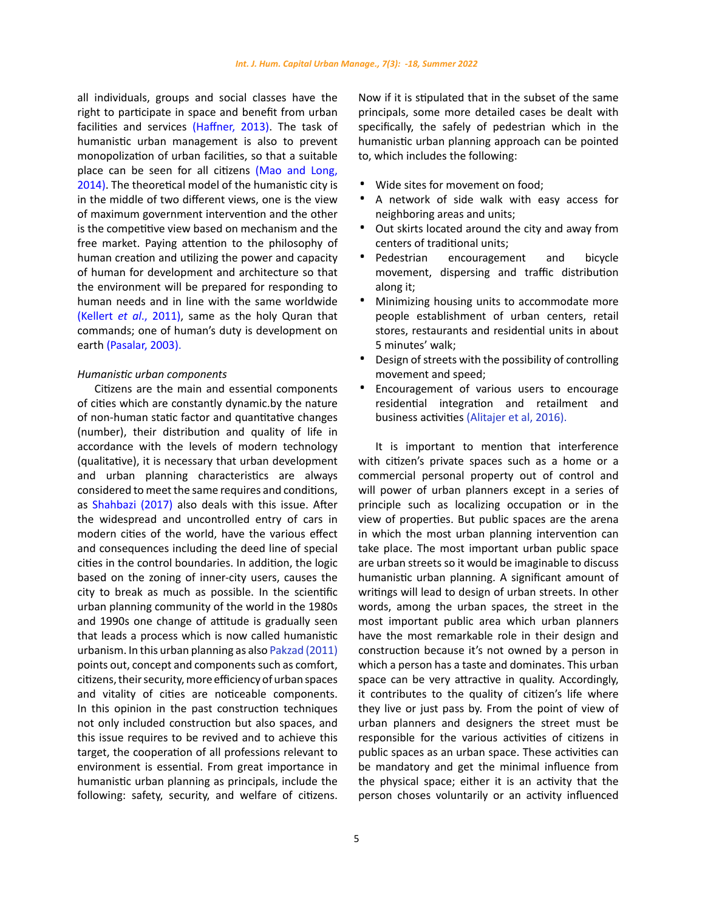all individuals, groups and social classes have the right to participate in space and benefit from urban facilities and services (Haffner, 2013). The task of humanistic urban management is also to prevent monopolization of urban facilities, so that a suitable place can be seen for all citizens (Mao and Long, 2014). The theoretical model of the humanistic city is in the middle of two different views, one is the view of maximum government intervention and the other is the competitive view based on mechanism and the free market. Paying attention to the philosophy of human creation and utilizing the power and capacity of human for development and architecture so that the environment will be prepared for responding to human needs and in line with the same worldwide (Kellert *et al*., 2011), same as the holy Quran that commands; one of human's duty is development on earth (Pasalar, 2003).

*Humanistic urban components*

Citizens are the main and essential components of cities which are constantly dynamic.by the nature of non-human static factor and quantitative changes (number), their distribution and quality of life in accordance with the levels of modern technology (qualitative), it is necessary that urban development and urban planning characteristics are always considered to meet the same requires and conditions, as Shahbazi (2017) also deals with this issue. After the widespread and uncontrolled entry of cars in modern cities of the world, have the various effect and consequences including the deed line of special cities in the control boundaries. In addition, the logic based on the zoning of inner-city users, causes the city to break as much as possible. In the scientific urban planning community of the world in the 1980s and 1990s one change of attitude is gradually seen that leads a process which is now called humanistic urbanism. In this urban planning as also Pakzad (2011) points out, concept and components such as comfort, citizens, their security, more efficiency of urban spaces and vitality of cities are noticeable components. In this opinion in the past construction techniques not only included construction but also spaces, and this issue requires to be revived and to achieve this target, the cooperation of all professions relevant to environment is essential. From great importance in humanistic urban planning as principals, include the following: safety, security, and welfare of citizens.

Now if it is stipulated that in the subset of the same principals, some more detailed cases be dealt with specifically, the safely of pedestrian which in the humanistic urban planning approach can be pointed to, which includes the following:

- Wide sites for movement on food;
- A network of side walk with easy access for neighboring areas and units;
- Out skirts located around the city and away from centers of traditional units;
- Pedestrian encouragement and bicycle movement, dispersing and traffic distribution along it;
- Minimizing housing units to accommodate more people establishment of urban centers, retail stores, restaurants and residential units in about 5 minutes' walk;
- Design of streets with the possibility of controlling movement and speed;
- Encouragement of various users to encourage residential integration and retailment and business activities (Alitajer et al, 2016).

It is important to mention that interference with citizen's private spaces such as a home or a commercial personal property out of control and will power of urban planners except in a series of principle such as localizing occupation or in the view of properties. But public spaces are the arena in which the most urban planning intervention can take place. The most important urban public space are urban streets so it would be imaginable to discuss humanistic urban planning. A significant amount of writings will lead to design of urban streets. In other words, among the urban spaces, the street in the most important public area which urban planners have the most remarkable role in their design and construction because it's not owned by a person in which a person has a taste and dominates. This urban space can be very attractive in quality. Accordingly, it contributes to the quality of citizen's life where they live or just pass by. From the point of view of urban planners and designers the street must be responsible for the various activities of citizens in public spaces as an urban space. These activities can be mandatory and get the minimal influence from the physical space; either it is an activity that the person choses voluntarily or an activity influenced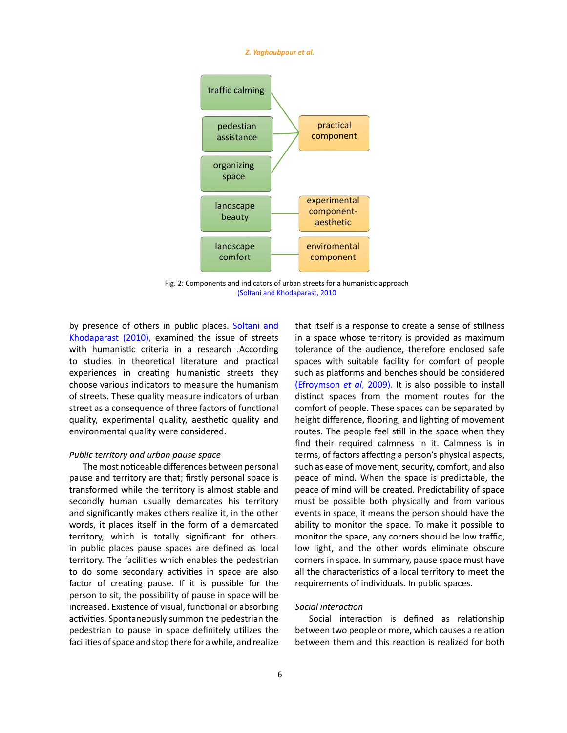traffic calming

pedestrian assistance

organizing space

practical component

landscape beauty

experimental component-aesthetic

landscape comfort

enviromental component

Fig. 2: Components and indicators of urban streets for a humanistic approach (Soltani and Khodaparast, 2010

by presence of others in public places. Soltani and Khodaparast (2010), examined the issue of streets with humanistic criteria in a research .According to studies in theoretical literature and practical experiences in creating humanistic streets they choose various indicators to measure the humanism of streets. These quality measure indicators of urban street as a consequence of three factors of functional quality, experimental quality, aesthetic quality and environmental quality were considered.

*Public territory and urban pause space*

The most noticeable differences between personal pause and territory are that; firstly personal space is transformed while the territory is almost stable and secondly human usually demarcates his territory and significantly makes others realize it, in the other words, it places itself in the form of a demarcated territory, which is totally significant for others. in public places pause spaces are defined as local territory. The facilities which enables the pedestrian to do some secondary activities in space are also factor of creating pause. If it is possible for the person to sit, the possibility of pause in space will be increased. Existence of visual, functional or absorbing activities. Spontaneously summon the pedestrian the pedestrian to pause in space definitely utilizes the facilities of space and stop there for a while, and realize that itself is a response to create a sense of stillness in a space whose territory is provided as maximum tolerance of the audience, therefore enclosed safe spaces with suitable facility for comfort of people such as platforms and benches should be considered (Efroymson *et al*, 2009). It is also possible to install distinct spaces from the moment routes for the comfort of people. These spaces can be separated by height difference, flooring, and lighting of movement routes. The people feel still in the space when they find their required calmness in it. Calmness is in terms, of factors affecting a person's physical aspects, such as ease of movement, security, comfort, and also peace of mind. When the space is predictable, the peace of mind will be created. Predictability of space must be possible both physically and from various events in space, it means the person should have the ability to monitor the space. To make it possible to monitor the space, any corners should be low traffic, low light, and the other words eliminate obscure corners in space. In summary, pause space must have all the characteristics of a local territory to meet the requirements of individuals. In public spaces.

*Social interaction*

Social interaction is defined as relationship between two people or more, which causes a relation between them and this reaction is realized for both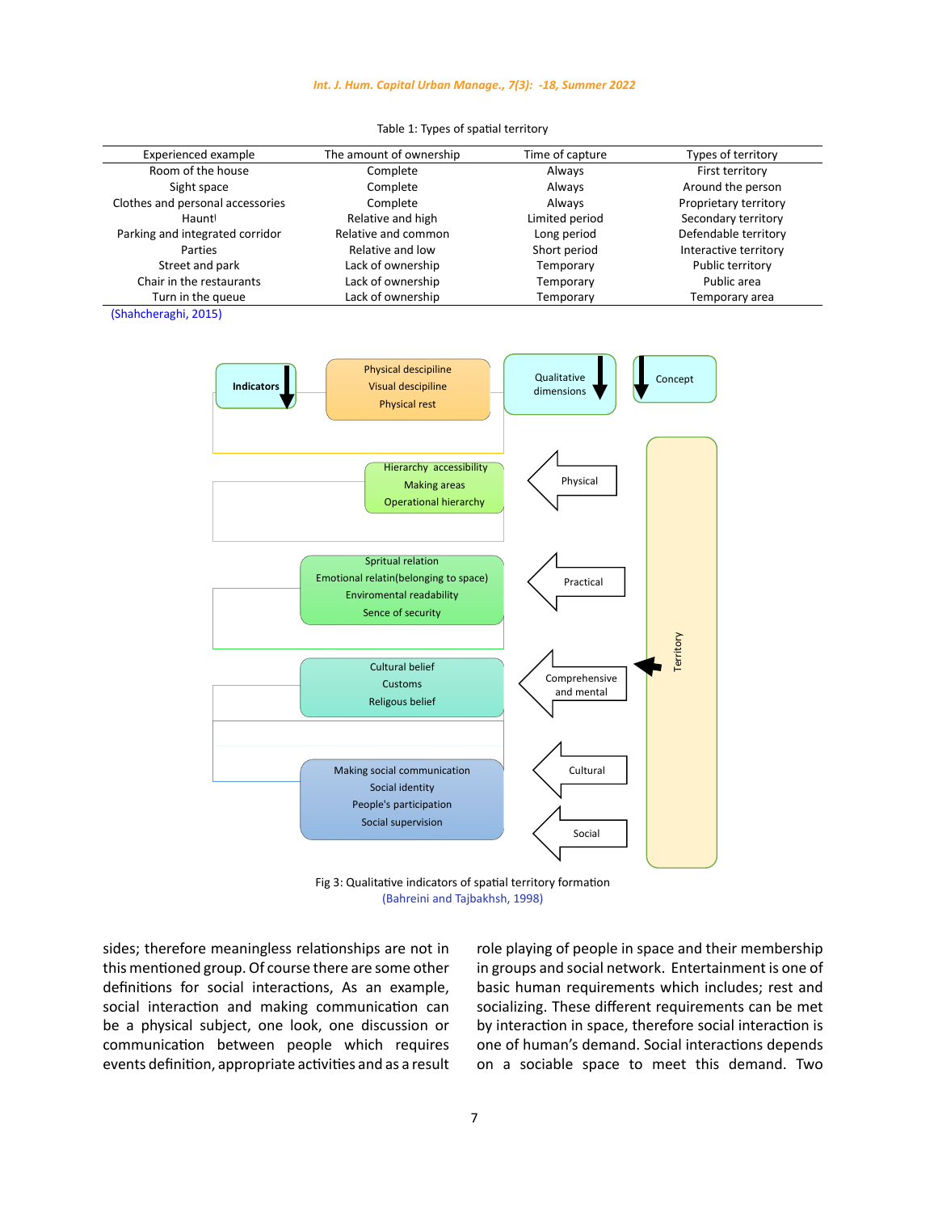Table 1: Types of spatial territory

| Experienced example | The amount of ownership | Time of capture | Types of territory |
|---|---|---|---|
| Room of the house | Complete | Always | First territory |
| Sight space | Complete | Always | Around the person |
| Clothes and personal accessories | Complete | Always | Proprietary territory |
| Haunt | Relative and high | Limited period | Secondary territory |
| Parking and integrated corridor | Relative and common | Long period | Defendable territory |
| Parties | Relative and low | Short period | Interactive territory |
| Street and park | Lack of ownership | Temporary | Public territory |
| Chair in the restaurants | Lack of ownership | Temporary | Public area |
| Turn in the queue | Lack of ownership | Temporary | Temporary area |

(Shahcheraghi, 2015)

Fig 3: Qualitative indicators of spatial territory formation
(Bahreini and Tajbakhsh, 1998)

sides; therefore meaningless relationships are not in this mentioned group. Of course there are some other definitions for social interactions, As an example, social interaction and making communication can be a physical subject, one look, one discussion or communication between people which requires events definition, appropriate activities and as a result role playing of people in space and their membership in groups and social network. Entertainment is one of basic human requirements which includes; rest and socializing. These different requirements can be met by interaction in space, therefore social interaction is one of human's demand. Social interactions depends on a sociable space to meet this demand. Two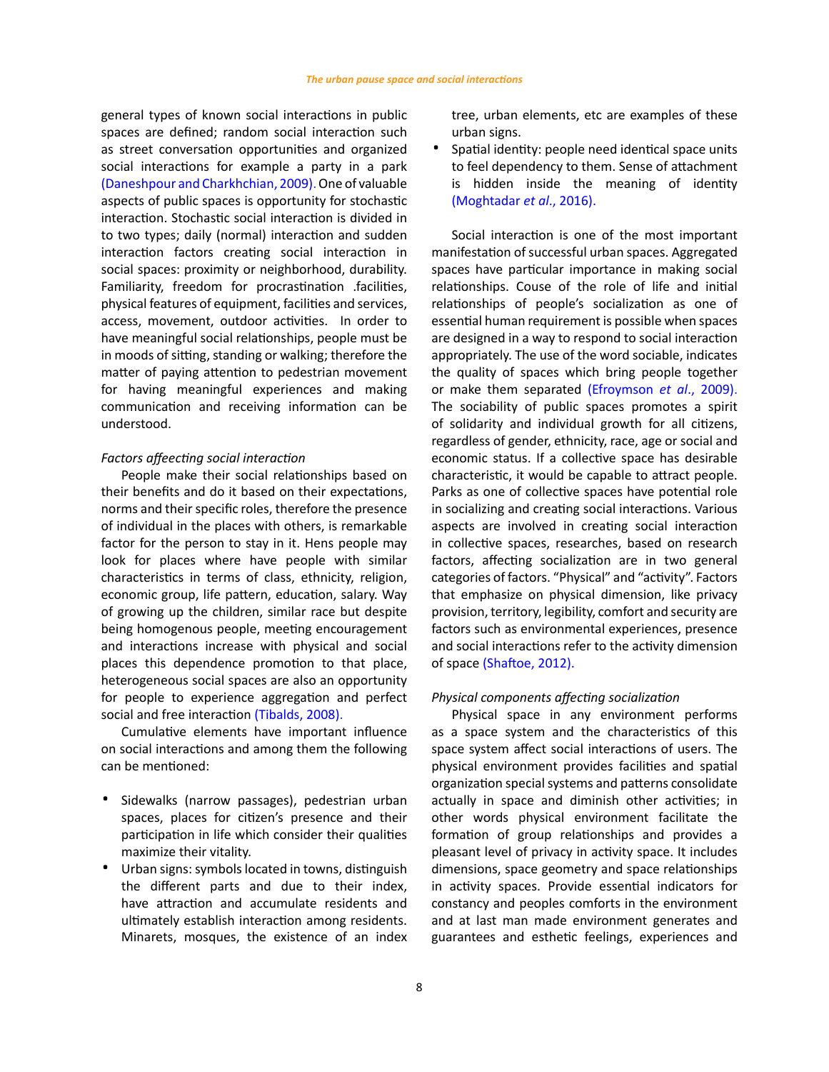general types of known social interactions in public spaces are defined; random social interaction such as street conversation opportunities and organized social interactions for example a party in a park (Daneshpour and Charkhchian, 2009). One of valuable aspects of public spaces is opportunity for stochastic interaction. Stochastic social interaction is divided in to two types; daily (normal) interaction and sudden interaction factors creating social interaction in social spaces: proximity or neighborhood, durability. Familiarity, freedom for procrastination .facilities, physical features of equipment, facilities and services, access, movement, outdoor activities. In order to have meaningful social relationships, people must be in moods of sitting, standing or walking; therefore the matter of paying attention to pedestrian movement for having meaningful experiences and making communication and receiving information can be understood.

*Factors affeecting social interaction*

People make their social relationships based on their benefits and do it based on their expectations, norms and their specific roles, therefore the presence of individual in the places with others, is remarkable factor for the person to stay in it. Hens people may look for places where have people with similar characteristics in terms of class, ethnicity, religion, economic group, life pattern, education, salary. Way of growing up the children, similar race but despite being homogenous people, meeting encouragement and interactions increase with physical and social places this dependence promotion to that place, heterogeneous social spaces are also an opportunity for people to experience aggregation and perfect social and free interaction (Tibalds, 2008).

Cumulative elements have important influence on social interactions and among them the following can be mentioned:

- Sidewalks (narrow passages), pedestrian urban spaces, places for citizen's presence and their participation in life which consider their qualities maximize their vitality.
- Urban signs: symbols located in towns, distinguish the different parts and due to their index, have attraction and accumulate residents and ultimately establish interaction among residents. Minarets, mosques, the existence of an index tree, urban elements, etc are examples of these urban signs.
- Spatial identity: people need identical space units to feel dependency to them. Sense of attachment is hidden inside the meaning of identity (Moghtadar *et al*., 2016).

Social interaction is one of the most important manifestation of successful urban spaces. Aggregated spaces have particular importance in making social relationships. Couse of the role of life and initial relationships of people's socialization as one of essential human requirement is possible when spaces are designed in a way to respond to social interaction appropriately. The use of the word sociable, indicates the quality of spaces which bring people together or make them separated (Efroymson *et al*., 2009). The sociability of public spaces promotes a spirit of solidarity and individual growth for all citizens, regardless of gender, ethnicity, race, age or social and economic status. If a collective space has desirable characteristic, it would be capable to attract people. Parks as one of collective spaces have potential role in socializing and creating social interactions. Various aspects are involved in creating social interaction in collective spaces, researches, based on research factors, affecting socialization are in two general categories of factors. "Physical" and "activity". Factors that emphasize on physical dimension, like privacy provision, territory, legibility, comfort and security are factors such as environmental experiences, presence and social interactions refer to the activity dimension of space (Shaftoe, 2012).

*Physical components affecting socialization*

Physical space in any environment performs as a space system and the characteristics of this space system affect social interactions of users. The physical environment provides facilities and spatial organization special systems and patterns consolidate actually in space and diminish other activities; in other words physical environment facilitate the formation of group relationships and provides a pleasant level of privacy in activity space. It includes dimensions, space geometry and space relationships in activity spaces. Provide essential indicators for constancy and peoples comforts in the environment and at last man made environment generates and guarantees and esthetic feelings, experiences and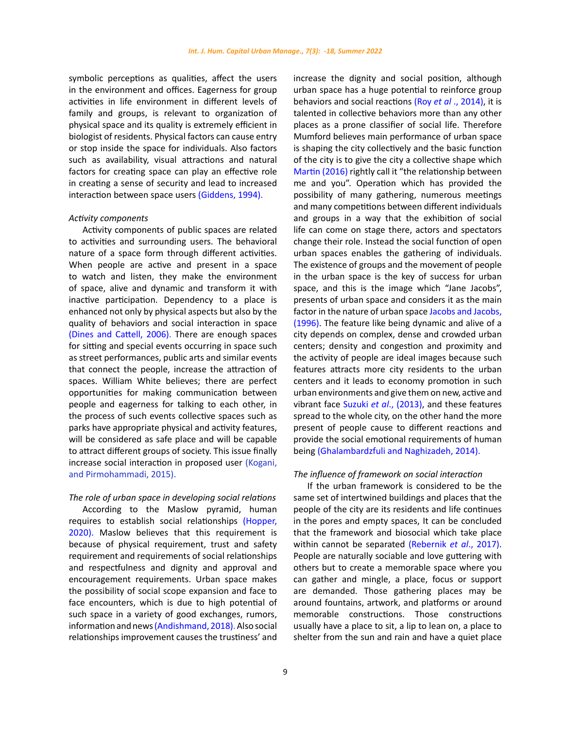symbolic perceptions as qualities, affect the users in the environment and offices. Eagerness for group activities in life environment in different levels of family and groups, is relevant to organization of physical space and its quality is extremely efficient in biologist of residents. Physical factors can cause entry or stop inside the space for individuals. Also factors such as availability, visual attractions and natural factors for creating space can play an effective role in creating a sense of security and lead to increased interaction between space users (Giddens, 1994).

*Activity components*

Activity components of public spaces are related to activities and surrounding users. The behavioral nature of a space form through different activities. When people are active and present in a space to watch and listen, they make the environment of space, alive and dynamic and transform it with inactive participation. Dependency to a place is enhanced not only by physical aspects but also by the quality of behaviors and social interaction in space (Dines and Cattell, 2006). There are enough spaces for sitting and special events occurring in space such as street performances, public arts and similar events that connect the people, increase the attraction of spaces. William White believes; there are perfect opportunities for making communication between people and eagerness for talking to each other, in the process of such events collective spaces such as parks have appropriate physical and activity features, will be considered as safe place and will be capable to attract different groups of society. This issue finally increase social interaction in proposed user (Kogani, and Pirmohammadi, 2015).

*The role of urban space in developing social relations*

According to the Maslow pyramid, human requires to establish social relationships (Hopper, 2020). Maslow believes that this requirement is because of physical requirement, trust and safety requirement and requirements of social relationships and respectfulness and dignity and approval and encouragement requirements. Urban space makes the possibility of social scope expansion and face to face encounters, which is due to high potential of such space in a variety of good exchanges, rumors, information and news (Andishmand, 2018). Also social relationships improvement causes the trustiness' and increase the dignity and social position, although urban space has a huge potential to reinforce group behaviors and social reactions (Roy *et al* ., 2014), it is talented in collective behaviors more than any other places as a prone classifier of social life. Therefore Mumford believes main performance of urban space is shaping the city collectively and the basic function of the city is to give the city a collective shape which Martin (2016) rightly call it "the relationship between me and you". Operation which has provided the possibility of many gathering, numerous meetings and many competitions between different individuals and groups in a way that the exhibition of social life can come on stage there, actors and spectators change their role. Instead the social function of open urban spaces enables the gathering of individuals. The existence of groups and the movement of people in the urban space is the key of success for urban space, and this is the image which "Jane Jacobs", presents of urban space and considers it as the main factor in the nature of urban space Jacobs and Jacobs, (1996). The feature like being dynamic and alive of a city depends on complex, dense and crowded urban centers; density and congestion and proximity and the activity of people are ideal images because such features attracts more city residents to the urban centers and it leads to economy promotion in such urban environments and give them on new, active and vibrant face Suzuki *et al*., (2013), and these features spread to the whole city, on the other hand the more present of people cause to different reactions and provide the social emotional requirements of human being (Ghalambardzfuli and Naghizadeh, 2014).

*The influence of framework on social interaction*

If the urban framework is considered to be the same set of intertwined buildings and places that the people of the city are its residents and life continues in the pores and empty spaces, It can be concluded that the framework and biosocial which take place within cannot be separated (Rebernik *et al*., 2017). People are naturally sociable and love guttering with others but to create a memorable space where you can gather and mingle, a place, focus or support are demanded. Those gathering places may be around fountains, artwork, and platforms or around memorable constructions. Those constructions usually have a place to sit, a lip to lean on, a place to shelter from the sun and rain and have a quiet place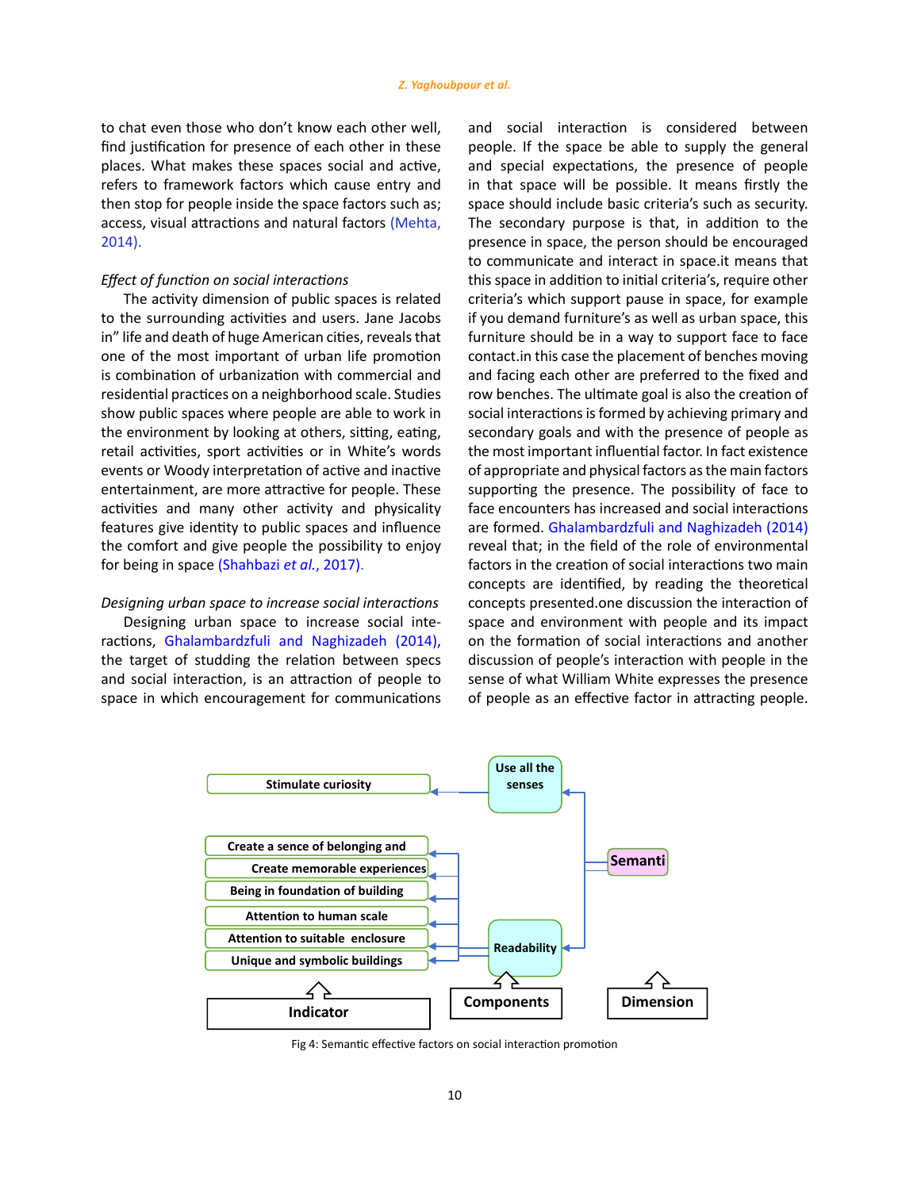to chat even those who don't know each other well, find justification for presence of each other in these places. What makes these spaces social and active, refers to framework factors which cause entry and then stop for people inside the space factors such as; access, visual attractions and natural factors (Mehta, 2014).

*Effect of function on social interactions*

The activity dimension of public spaces is related to the surrounding activities and users. Jane Jacobs in" life and death of huge American cities, reveals that one of the most important of urban life promotion is combination of urbanization with commercial and residential practices on a neighborhood scale. Studies show public spaces where people are able to work in the environment by looking at others, sitting, eating, retail activities, sport activities or in White's words events or Woody interpretation of active and inactive entertainment, are more attractive for people. These activities and many other activity and physicality features give identity to public spaces and influence the comfort and give people the possibility to enjoy for being in space (Shahbazi *et al.*, 2017).

*Designing urban space to increase social interactions*

Designing urban space to increase social interactions, Ghalambardzfuli and Naghizadeh (2014), the target of studding the relation between specs and social interaction, is an attraction of people to space in which encouragement for communications and social interaction is considered between people. If the space be able to supply the general and special expectations, the presence of people in that space will be possible. It means firstly the space should include basic criteria's such as security. The secondary purpose is that, in addition to the presence in space, the person should be encouraged to communicate and interact in space.it means that this space in addition to initial criteria's, require other criteria's which support pause in space, for example if you demand furniture's as well as urban space, this furniture should be in a way to support face to face contact.in this case the placement of benches moving and facing each other are preferred to the fixed and row benches. The ultimate goal is also the creation of social interactions is formed by achieving primary and secondary goals and with the presence of people as the most important influential factor. In fact existence of appropriate and physical factors as the main factors supporting the presence. The possibility of face to face encounters has increased and social interactions are formed. Ghalambardzfuli and Naghizadeh (2014) reveal that; in the field of the role of environmental factors in the creation of social interactions two main concepts are identified, by reading the theoretical concepts presented.one discussion the interaction of space and environment with people and its impact on the formation of social interactions and another discussion of people's interaction with people in the sense of what William White expresses the presence of people as an effective factor in attracting people.

| Indicator | Components | Dimension |
| --- | --- | --- |
| Stimulate curiosity | Use all the senses | Semanti |
| Create a sence of belonging and | Readability | |
| Create memorable experiences | | |
| Being in foundation of building | | |
| Attention to human scale | | |
| Attention to suitable enclosure | | |
| Unique and symbolic buildings | | |

Fig 4: Semantic effective factors on social interaction promotion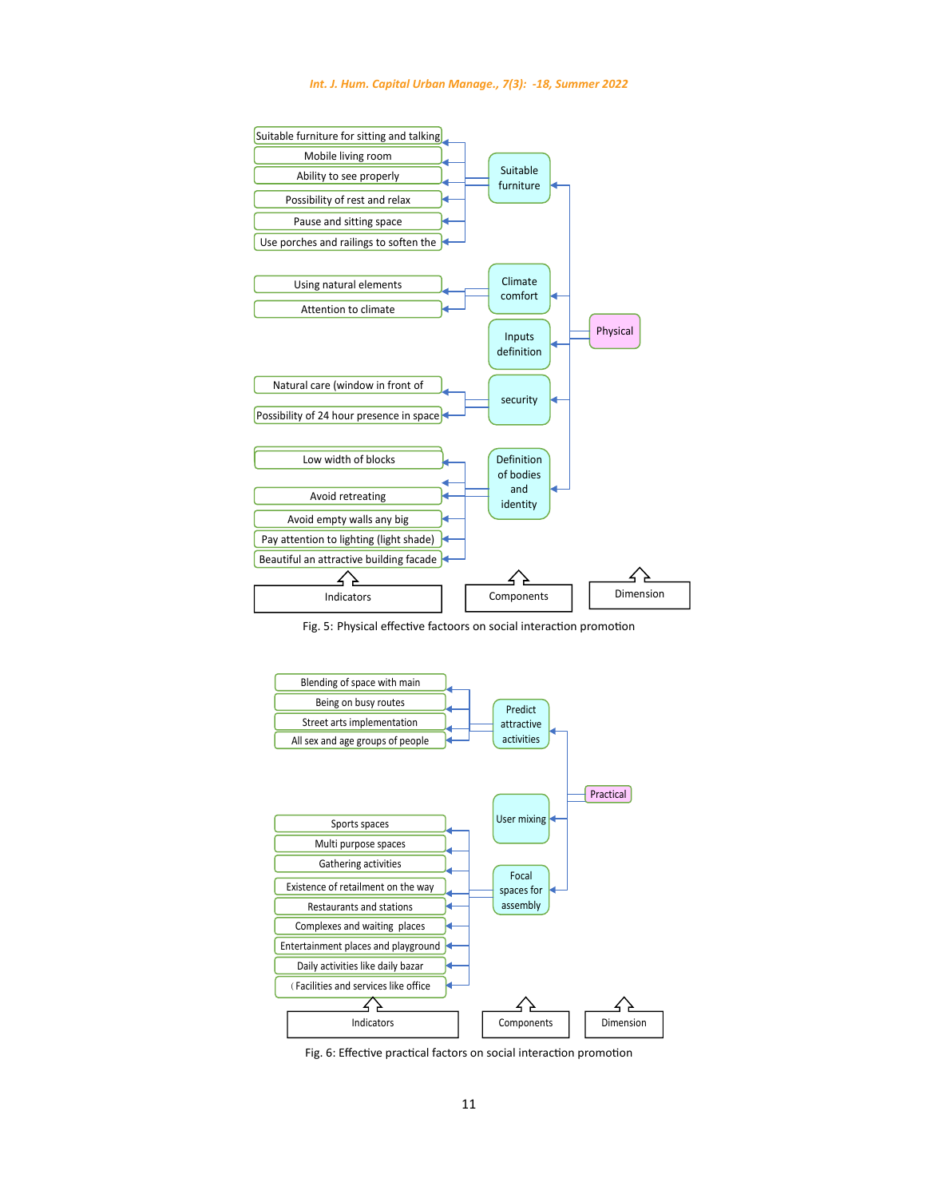| Dimension | Components | Indicators |
|---|---|---|
| Physical | Suitable furniture | Suitable furniture for sitting and talking |
| | | Mobile living room |
| | | Ability to see properly |
| | | Possibility of rest and relax |
| | | Pause and sitting space |
| | | Use porches and railings to soften the |
| | Climate comfort | Using natural elements |
| | | Attention to climate |
| | Inputs definition | |
| | security | Natural care (window in front of |
| | | Possibility of 24 hour presence in space |
| | Definition of bodies and identity | Low width of blocks |
| | | Avoid retreating |
| | | Avoid empty walls any big |
| | | Pay attention to lighting (light shade) |
| | | Beautiful an attractive building facade |

Fig. 5: Physical effective factoors on social interaction promotion

| Dimension | Components | Indicators |
|---|---|---|
| Practical | Predict attractive activities | Blending of space with main |
| | | Being on busy routes |
| | | Street arts implementation |
| | | All sex and age groups of people |
| | User mixing | |
| | Focal spaces for assembly | Sports spaces |
| | | Multi purpose spaces |
| | | Gathering activities |
| | | Existence of retailment on the way |
| | | Restaurants and stations |
| | | Complexes and waiting places |
| | | Entertainment places and playground |
| | | Daily activities like daily bazar |
| | | ( Facilities and services like office |

Fig. 6: Effective practical factors on social interaction promotion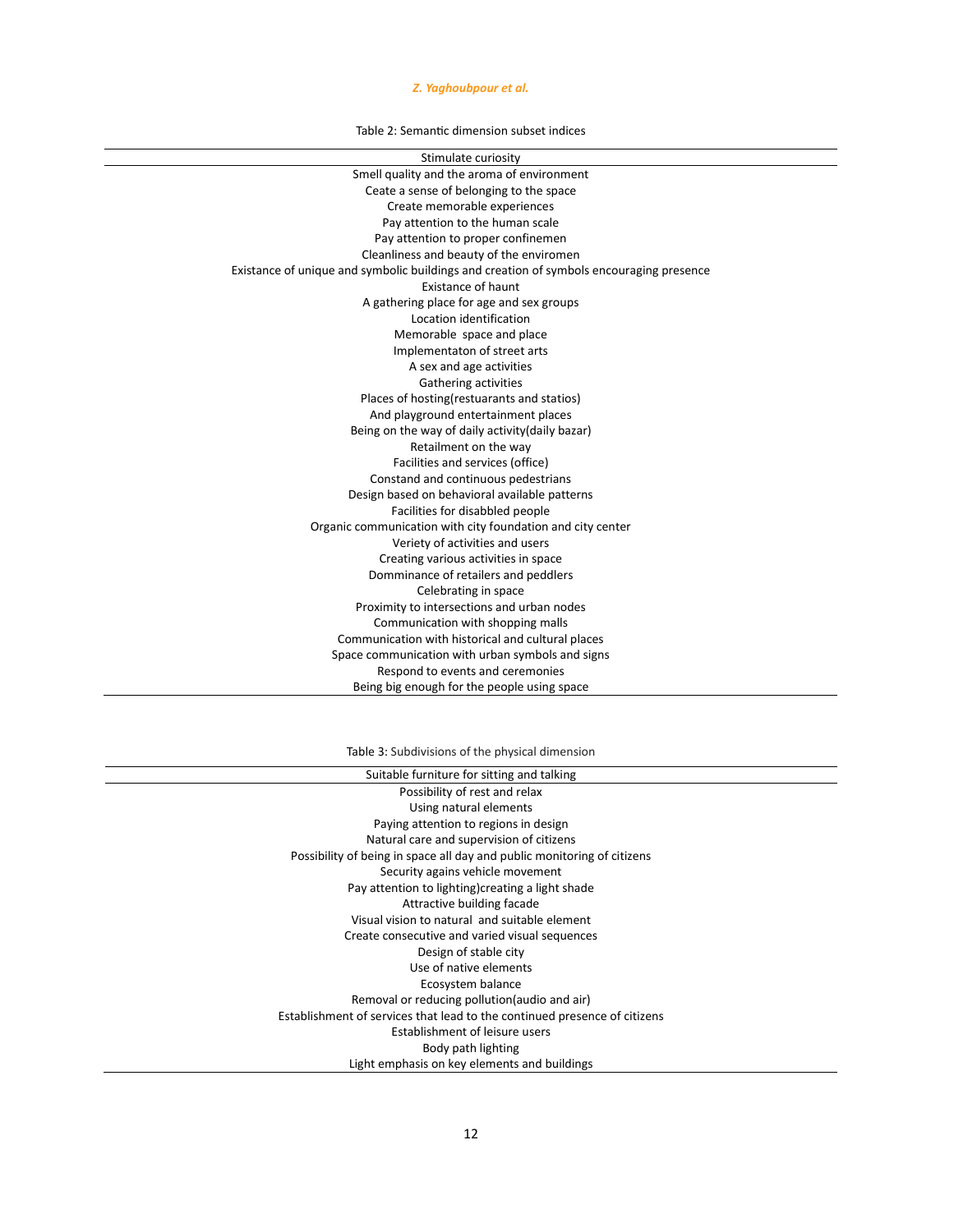Table 2: Semantic dimension subset indices

| Stimulate curiosity |
|---|
| Smell quality and the aroma of environment |
| Ceate a sense of belonging to the space |
| Create memorable experiences |
| Pay attention to the human scale |
| Pay attention to proper confinemen |
| Cleanliness and beauty of the enviromen |
| Existance of unique and symbolic buildings and creation of symbols encouraging presence |
| Existance of haunt |
| A gathering place for age and sex groups |
| Location identification |
| Memorable space and place |
| Implementaton of street arts |
| A sex and age activities |
| Gathering activities |
| Places of hosting(restuarants and statios) |
| And playground entertainment places |
| Being on the way of daily activity(daily bazar) |
| Retailment on the way |
| Facilities and services (office) |
| Constand and continuous pedestrians |
| Design based on behavioral available patterns |
| Facilities for disabbled people |
| Organic communication with city foundation and city center |
| Veriety of activities and users |
| Creating various activities in space |
| Domminance of retailers and peddlers |
| Celebrating in space |
| Proximity to intersections and urban nodes |
| Communication with shopping malls |
| Communication with historical and cultural places |
| Space communication with urban symbols and signs |
| Respond to events and ceremonies |
| Being big enough for the people using space |

Table 3: Subdivisions of the physical dimension

| Suitable furniture for sitting and talking |
|---|
| Possibility of rest and relax |
| Using natural elements |
| Paying attention to regions in design |
| Natural care and supervision of citizens |
| Possibility of being in space all day and public monitoring of citizens |
| Security agains vehicle movement |
| Pay attention to lighting)creating a light shade |
| Attractive building facade |
| Visual vision to natural and suitable element |
| Create consecutive and varied visual sequences |
| Design of stable city |
| Use of native elements |
| Ecosystem balance |
| Removal or reducing pollution(audio and air) |
| Establishment of services that lead to the continued presence of citizens |
| Establishment of leisure users |
| Body path lighting |
| Light emphasis on key elements and buildings |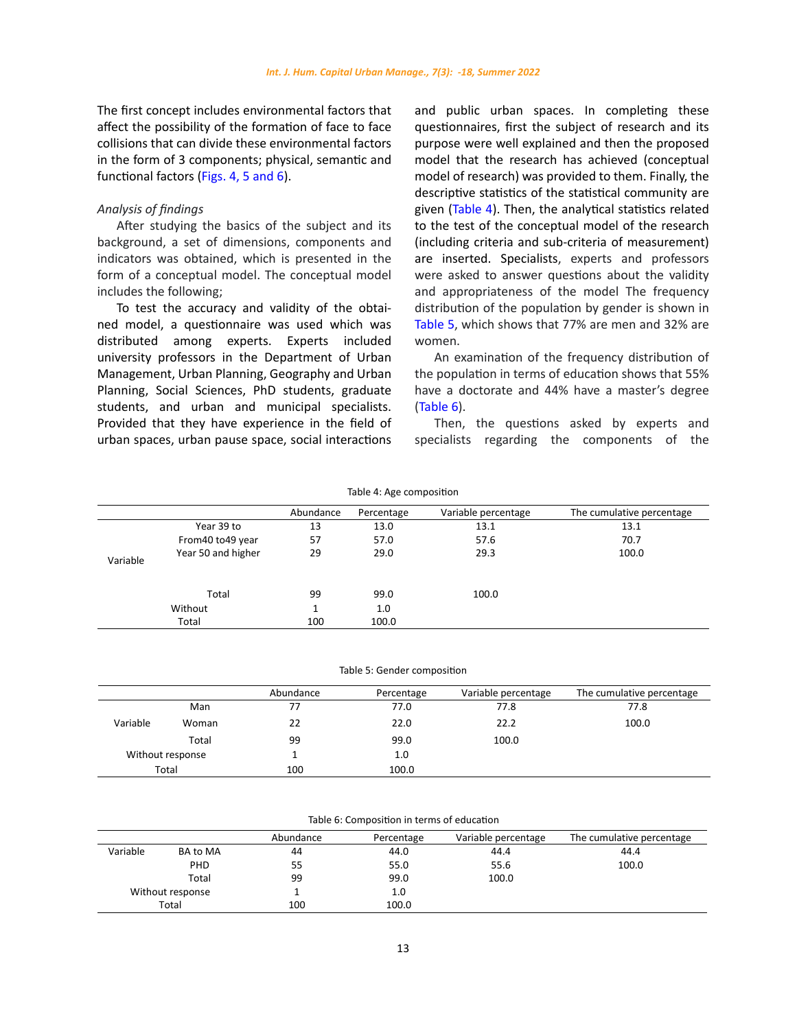The first concept includes environmental factors that affect the possibility of the formation of face to face collisions that can divide these environmental factors in the form of 3 components; physical, semantic and functional factors (Figs. 4, 5 and 6).

*Analysis of findings*

After studying the basics of the subject and its background, a set of dimensions, components and indicators was obtained, which is presented in the form of a conceptual model. The conceptual model includes the following;

To test the accuracy and validity of the obtained model, a questionnaire was used which was distributed among experts. Experts included university professors in the Department of Urban Management, Urban Planning, Geography and Urban Planning, Social Sciences, PhD students, graduate students, and urban and municipal specialists. Provided that they have experience in the field of urban spaces, urban pause space, social interactions and public urban spaces. In completing these questionnaires, first the subject of research and its purpose were well explained and then the proposed model that the research has achieved (conceptual model of research) was provided to them. Finally, the descriptive statistics of the statistical community are given (Table 4). Then, the analytical statistics related to the test of the conceptual model of the research (including criteria and sub-criteria of measurement) are inserted. Specialists, experts and professors were asked to answer questions about the validity and appropriateness of the model The frequency distribution of the population by gender is shown in Table 5, which shows that 77% are men and 32% are women.

An examination of the frequency distribution of the population in terms of education shows that 55% have a doctorate and 44% have a master's degree (Table 6).

Then, the questions asked by experts and specialists regarding the components of the

Table 4: Age composition

| | | Abundance | Percentage | Variable percentage | The cumulative percentage |
|---|---|---|---|---|---|
| Variable | Year 39 to | 13 | 13.0 | 13.1 | 13.1 |
| | From40 to49 year | 57 | 57.0 | 57.6 | 70.7 |
| | Year 50 and higher | 29 | 29.0 | 29.3 | 100.0 |
| | Total | 99 | 99.0 | 100.0 | |
| Without | | 1 | 1.0 | | |
| Total | | 100 | 100.0 | | |

Table 5: Gender composition

| | | Abundance | Percentage | Variable percentage | The cumulative percentage |
|---|---|---|---|---|---|
| Variable | Man | 77 | 77.0 | 77.8 | 77.8 |
| | Woman | 22 | 22.0 | 22.2 | 100.0 |
| | Total | 99 | 99.0 | 100.0 | |
| Without response | | 1 | 1.0 | | |
| Total | | 100 | 100.0 | | |

Table 6: Composition in terms of education

| | | Abundance | Percentage | Variable percentage | The cumulative percentage |
|---|---|---|---|---|---|
| Variable | BA to MA | 44 | 44.0 | 44.4 | 44.4 |
| | PHD | 55 | 55.0 | 55.6 | 100.0 |
| | Total | 99 | 99.0 | 100.0 | |
| Without response | | 1 | 1.0 | | |
| Total | | 100 | 100.0 | | |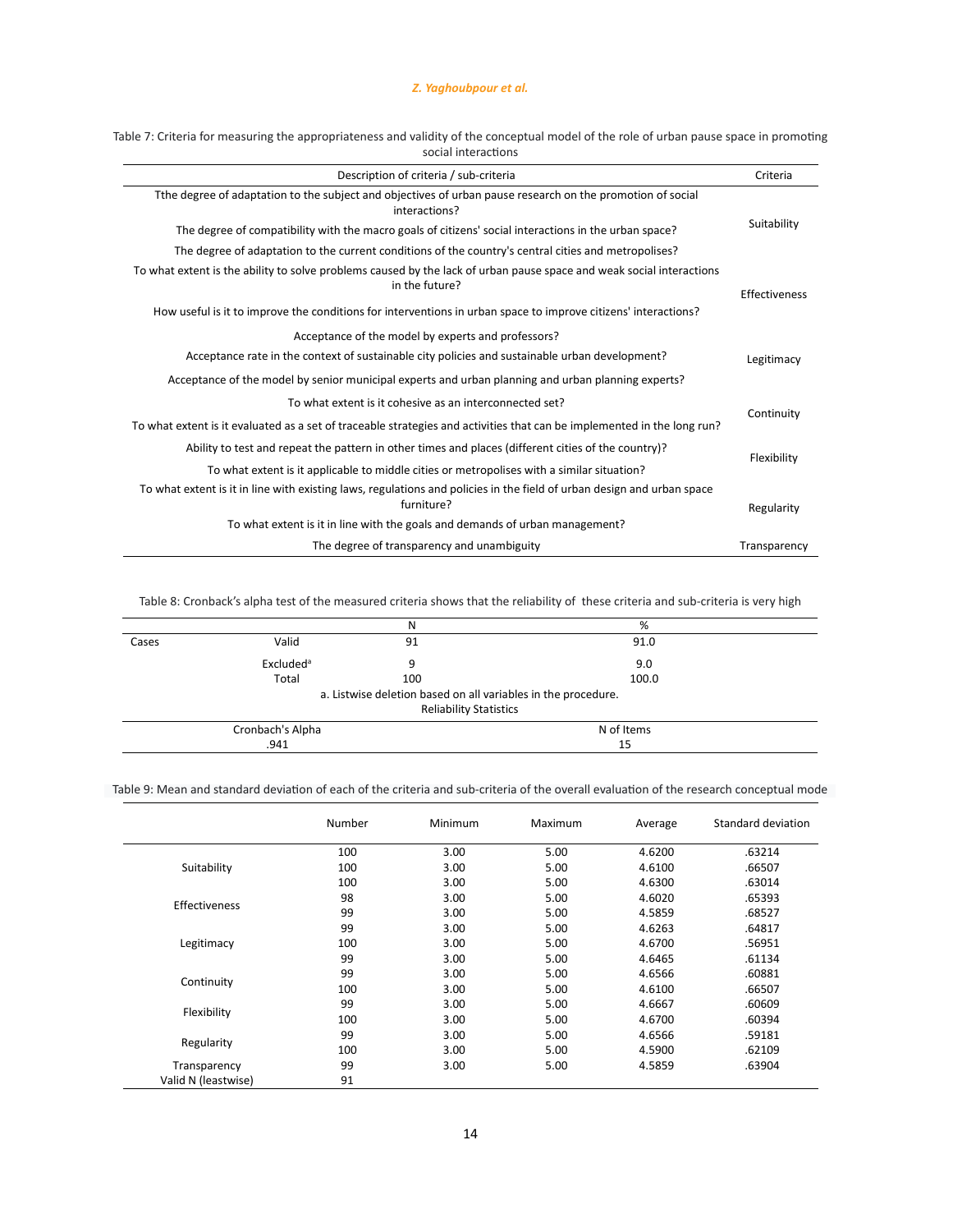Table 7: Criteria for measuring the appropriateness and validity of the conceptual model of the role of urban pause space in promoting social interactions

| Description of criteria / sub-criteria | Criteria |
|---|---|
| Tthe degree of adaptation to the subject and objectives of urban pause research on the promotion of social interactions? | Suitability |
| The degree of compatibility with the macro goals of citizens' social interactions in the urban space? | |
| The degree of adaptation to the current conditions of the country's central cities and metropolises? | |
| To what extent is the ability to solve problems caused by the lack of urban pause space and weak social interactions in the future? | Effectiveness |
| How useful is it to improve the conditions for interventions in urban space to improve citizens' interactions? | |
| Acceptance of the model by experts and professors? | Legitimacy |
| Acceptance rate in the context of sustainable city policies and sustainable urban development? | |
| Acceptance of the model by senior municipal experts and urban planning and urban planning experts? | |
| To what extent is it cohesive as an interconnected set? | Continuity |
| To what extent is it evaluated as a set of traceable strategies and activities that can be implemented in the long run? | |
| Ability to test and repeat the pattern in other times and places (different cities of the country)? | Flexibility |
| To what extent is it applicable to middle cities or metropolises with a similar situation? | |
| To what extent is it in line with existing laws, regulations and policies in the field of urban design and urban space furniture? | Regularity |
| To what extent is it in line with the goals and demands of urban management? | |
| The degree of transparency and unambiguity | Transparency |

Table 8: Cronback's alpha test of the measured criteria shows that the reliability of these criteria and sub-criteria is very high

| | | N | % |
|---|---|---|---|
| Cases | Valid | 91 | 91.0 |
| | Excluded[a] | 9 | 9.0 |
| | Total | 100 | 100.0 |

a. Listwise deletion based on all variables in the procedure.

Reliability Statistics

| Cronbach's Alpha | N of Items |
|---|---|
| .941 | 15 |

Table 9: Mean and standard deviation of each of the criteria and sub-criteria of the overall evaluation of the research conceptual mode

| | Number | Minimum | Maximum | Average | Standard deviation |
|---|---|---|---|---|---|
| Suitability | 100 | 3.00 | 5.00 | 4.6200 | .63214 |
| | 100 | 3.00 | 5.00 | 4.6100 | .66507 |
| | 100 | 3.00 | 5.00 | 4.6300 | .63014 |
| Effectiveness | 98 | 3.00 | 5.00 | 4.6020 | .65393 |
| | 99 | 3.00 | 5.00 | 4.5859 | .68527 |
| Legitimacy | 99 | 3.00 | 5.00 | 4.6263 | .64817 |
| | 100 | 3.00 | 5.00 | 4.6700 | .56951 |
| | 99 | 3.00 | 5.00 | 4.6465 | .61134 |
| Continuity | 99 | 3.00 | 5.00 | 4.6566 | .60881 |
| | 100 | 3.00 | 5.00 | 4.6100 | .66507 |
| Flexibility | 99 | 3.00 | 5.00 | 4.6667 | .60609 |
| | 100 | 3.00 | 5.00 | 4.6700 | .60394 |
| Regularity | 99 | 3.00 | 5.00 | 4.6566 | .59181 |
| | 100 | 3.00 | 5.00 | 4.5900 | .62109 |
| Transparency | 99 | 3.00 | 5.00 | 4.5859 | .63904 |
| Valid N (leastwise) | 91 | | | | |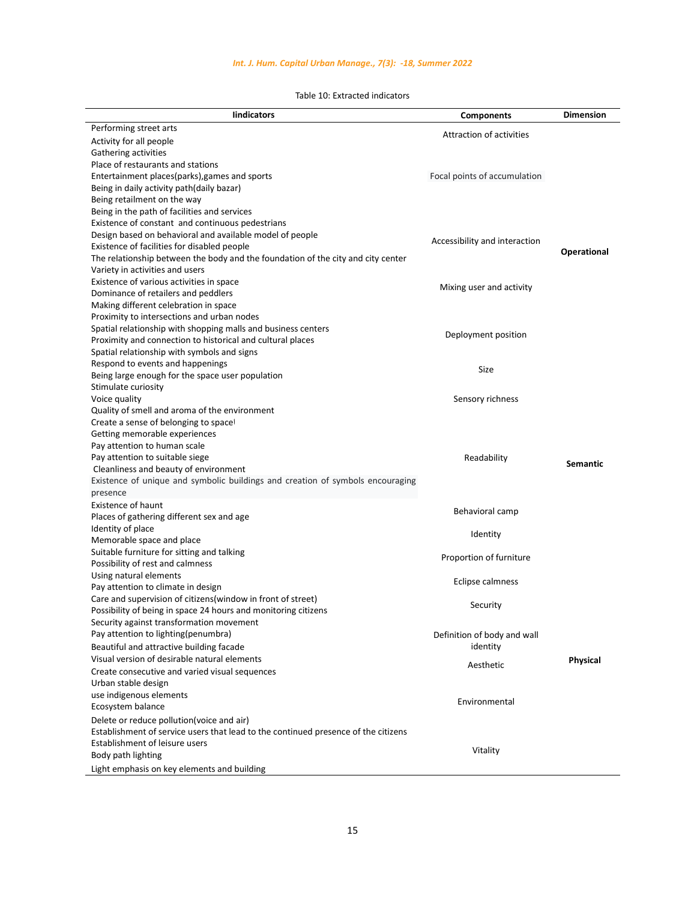Table 10: Extracted indicators

| Iindicators | Components | Dimension |
|---|---|---|
| Performing street arts | Attraction of activities | Operational |
| Activity for all people | | |
| Gathering activities | | |
| Place of restaurants and stations | Focal points of accumulation | |
| Entertainment places(parks),games and sports | | |
| Being in daily activity path(daily bazar) | | |
| Being retailment on the way | | |
| Being in the path of facilities and services | Accessibility and interaction | |
| Existence of constant and continuous pedestrians | | |
| Design based on behavioral and available model of people | | |
| Existence of facilities for disabled people | | |
| The relationship between the body and the foundation of the city and city center | | |
| Variety in activities and users | Mixing user and activity | |
| Existence of various activities in space | | |
| Dominance of retailers and peddlers | | |
| Making different celebration in space | | |
| Proximity to intersections and urban nodes | Deployment position | |
| Spatial relationship with shopping malls and business centers | | |
| Proximity and connection to historical and cultural places | | |
| Spatial relationship with symbols and signs | | |
| Respond to events and happenings | Size | |
| Being large enough for the space user population | | |
| Stimulate curiosity | Sensory richness | Semantic |
| Voice quality | | |
| Quality of smell and aroma of the environment | | |
| Create a sense of belonging to space | Readability | |
| Getting memorable experiences | | |
| Pay attention to human scale | | |
| Pay attention to suitable siege | | |
| Cleanliness and beauty of environment | | |
| Existence of unique and symbolic buildings and creation of symbols encouraging presence | | |
| Existence of haunt | Behavioral camp | |
| Places of gathering different sex and age | | |
| Identity of place | Identity | |
| Memorable space and place | | |
| Suitable furniture for sitting and talking | Proportion of furniture | |
| Possibility of rest and calmness | | |
| Using natural elements | Eclipse calmness | |
| Pay attention to climate in design | | |
| Care and supervision of citizens(window in front of street) | Security | Physical |
| Possibility of being in space 24 hours and monitoring citizens | | |
| Security against transformation movement | | |
| Pay attention to lighting(penumbra) | Definition of body and wall identity | |
| Beautiful and attractive building facade | | |
| Visual version of desirable natural elements | Aesthetic | |
| Create consecutive and varied visual sequences | | |
| Urban stable design | Environmental | |
| use indigenous elements | | |
| Ecosystem balance | | |
| Delete or reduce pollution(voice and air) | | |
| Establishment of service users that lead to the continued presence of the citizens | Vitality | |
| Establishment of leisure users | | |
| Body path lighting | | |
| Light emphasis on key elements and building | | |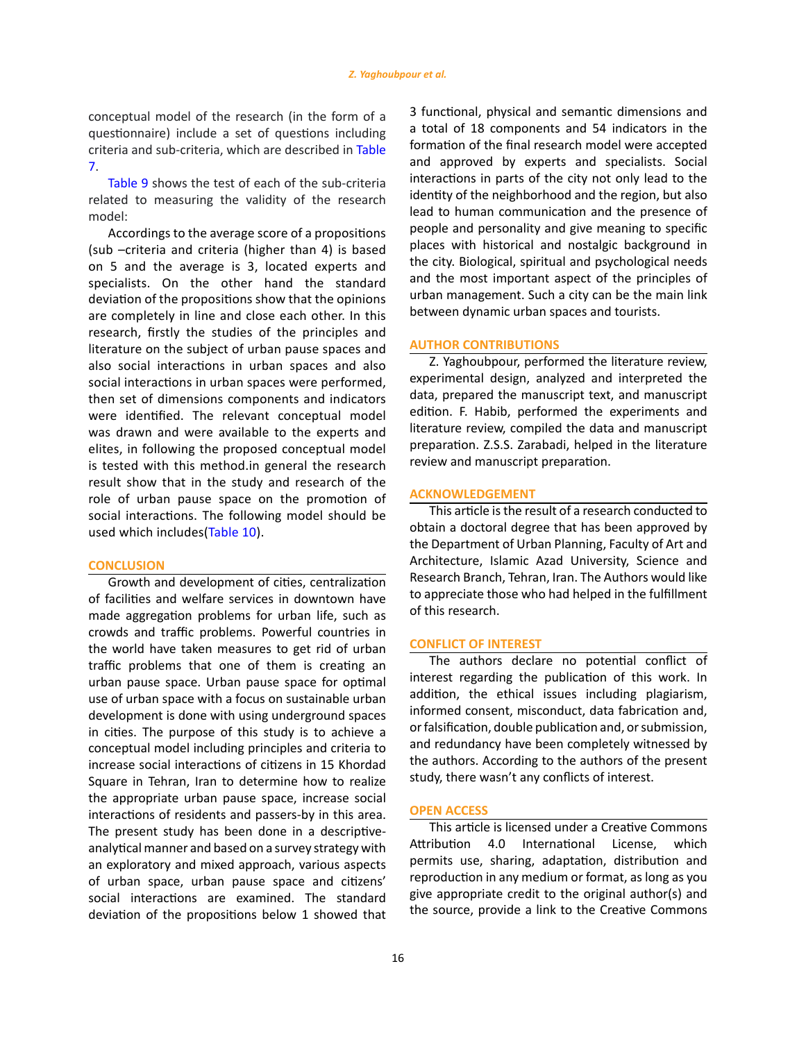conceptual model of the research (in the form of a questionnaire) include a set of questions including criteria and sub-criteria, which are described in Table 7.

Table 9 shows the test of each of the sub-criteria related to measuring the validity of the research model:

Accordings to the average score of a propositions (sub –criteria and criteria (higher than 4) is based on 5 and the average is 3, located experts and specialists. On the other hand the standard deviation of the propositions show that the opinions are completely in line and close each other. In this research, firstly the studies of the principles and literature on the subject of urban pause spaces and also social interactions in urban spaces and also social interactions in urban spaces were performed, then set of dimensions components and indicators were identified. The relevant conceptual model was drawn and were available to the experts and elites, in following the proposed conceptual model is tested with this method.in general the research result show that in the study and research of the role of urban pause space on the promotion of social interactions. The following model should be used which includes(Table 10).

## CONCLUSION

Growth and development of cities, centralization of facilities and welfare services in downtown have made aggregation problems for urban life, such as crowds and traffic problems. Powerful countries in the world have taken measures to get rid of urban traffic problems that one of them is creating an urban pause space. Urban pause space for optimal use of urban space with a focus on sustainable urban development is done with using underground spaces in cities. The purpose of this study is to achieve a conceptual model including principles and criteria to increase social interactions of citizens in 15 Khordad Square in Tehran, Iran to determine how to realize the appropriate urban pause space, increase social interactions of residents and passers-by in this area. The present study has been done in a descriptive-analytical manner and based on a survey strategy with an exploratory and mixed approach, various aspects of urban space, urban pause space and citizens' social interactions are examined. The standard deviation of the propositions below 1 showed that 3 functional, physical and semantic dimensions and a total of 18 components and 54 indicators in the formation of the final research model were accepted and approved by experts and specialists. Social interactions in parts of the city not only lead to the identity of the neighborhood and the region, but also lead to human communication and the presence of people and personality and give meaning to specific places with historical and nostalgic background in the city. Biological, spiritual and psychological needs and the most important aspect of the principles of urban management. Such a city can be the main link between dynamic urban spaces and tourists.

## AUTHOR CONTRIBUTIONS

Z. Yaghoubpour, performed the literature review, experimental design, analyzed and interpreted the data, prepared the manuscript text, and manuscript edition. F. Habib, performed the experiments and literature review, compiled the data and manuscript preparation. Z.S.S. Zarabadi, helped in the literature review and manuscript preparation.

## ACKNOWLEDGEMENT

This article is the result of a research conducted to obtain a doctoral degree that has been approved by the Department of Urban Planning, Faculty of Art and Architecture, Islamic Azad University, Science and Research Branch, Tehran, Iran. The Authors would like to appreciate those who had helped in the fulfillment of this research.

## CONFLICT OF INTEREST

The authors declare no potential conflict of interest regarding the publication of this work. In addition, the ethical issues including plagiarism, informed consent, misconduct, data fabrication and, or falsification, double publication and, or submission, and redundancy have been completely witnessed by the authors. According to the authors of the present study, there wasn't any conflicts of interest.

## OPEN ACCESS

This article is licensed under a Creative Commons Attribution 4.0 International License, which permits use, sharing, adaptation, distribution and reproduction in any medium or format, as long as you give appropriate credit to the original author(s) and the source, provide a link to the Creative Commons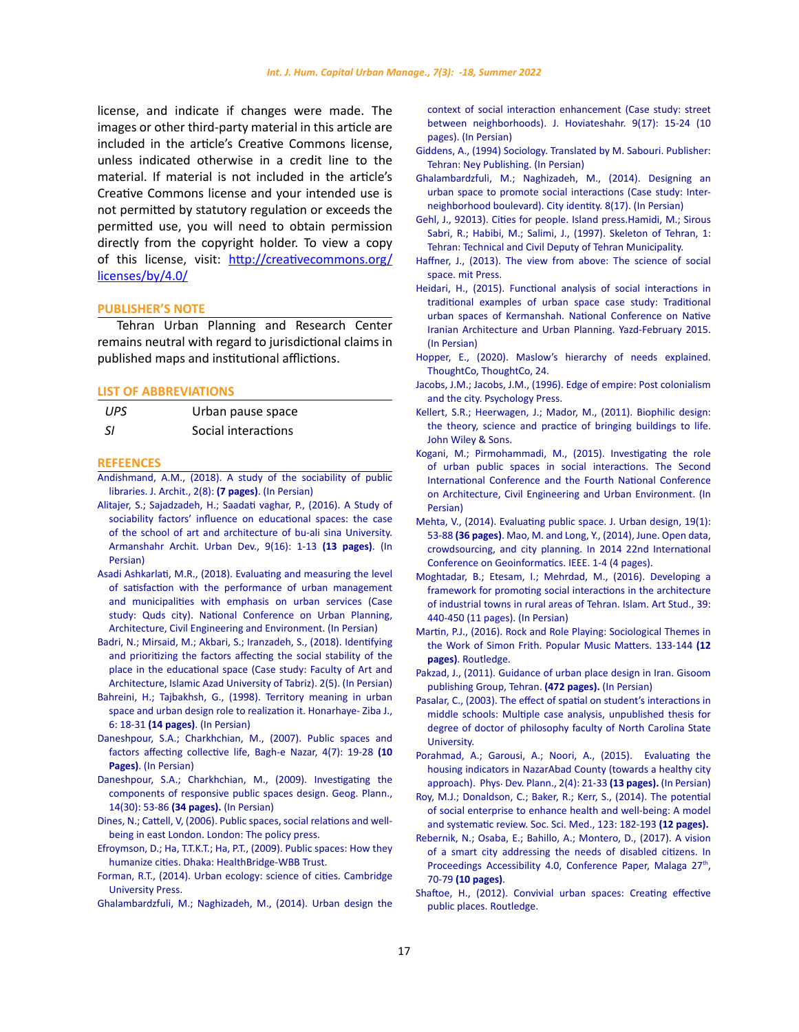license, and indicate if changes were made. The images or other third-party material in this article are included in the article's Creative Commons license, unless indicated otherwise in a credit line to the material. If material is not included in the article's Creative Commons license and your intended use is not permitted by statutory regulation or exceeds the permitted use, you will need to obtain permission directly from the copyright holder. To view a copy of this license, visit: http://creativecommons.org/licenses/by/4.0/

## PUBLISHER'S NOTE

Tehran Urban Planning and Research Center remains neutral with regard to jurisdictional claims in published maps and institutional afflictions.

## LIST OF ABBREVIATIONS

| | |
|---|---|
| *UPS* | Urban pause space |
| *SI* | Social interactions |

## REFEENCES

Andishmand, A.M., (2018). A study of the sociability of public libraries. J. Archit., 2(8): **(7 pages)**. (In Persian)

Alitajer, S.; Sajadzadeh, H.; Saadati vaghar, P., (2016). A Study of sociability factors' influence on educational spaces: the case of the school of art and architecture of bu-ali sina University. Armanshahr Archit. Urban Dev., 9(16): 1-13 **(13 pages)**. (In Persian)

Asadi Ashkarlati, M.R., (2018). Evaluating and measuring the level of satisfaction with the performance of urban management and municipalities with emphasis on urban services (Case study: Quds city). National Conference on Urban Planning, Architecture, Civil Engineering and Environment. (In Persian)

Badri, N.; Mirsaid, M.; Akbari, S.; Iranzadeh, S., (2018). Identifying and prioritizing the factors affecting the social stability of the place in the educational space (Case study: Faculty of Art and Architecture, Islamic Azad University of Tabriz). 2(5). (In Persian)

Bahreini, H.; Tajbakhsh, G., (1998). Territory meaning in urban space and urban design role to realization it. Honarhaye- Ziba J., 6: 18-31 **(14 pages)**. (In Persian)

Daneshpour, S.A.; Charkhchian, M., (2007). Public spaces and factors affecting collective life, Bagh-e Nazar, 4(7): 19-28 **(10 Pages)**. (In Persian)

Daneshpour, S.A.; Charkhchian, M., (2009). Investigating the components of responsive public spaces design. Geog. Plann., 14(30): 53-86 **(34 pages).** (In Persian)

Dines, N.; Cattell, V, (2006). Public spaces, social relations and well-being in east London. London: The policy press.

Efroymson, D.; Ha, T.T.K.T.; Ha, P.T., (2009). Public spaces: How they humanize cities. Dhaka: HealthBridge-WBB Trust.

Forman, R.T., (2014). Urban ecology: science of cities. Cambridge University Press.

Ghalambardzfuli, M.; Naghizadeh, M., (2014). Urban design the context of social interaction enhancement (Case study: street between neighborhoods). J. Hoviateshahr. 9(17): 15-24 (10 pages). (In Persian)

Giddens, A., (1994) Sociology. Translated by M. Sabouri. Publisher: Tehran: Ney Publishing. (In Persian)

Ghalambardzfuli, M.; Naghizadeh, M., (2014). Designing an urban space to promote social interactions (Case study: Inter-neighborhood boulevard). City identity. 8(17). (In Persian)

Gehl, J., 92013). Cities for people. Island press.Hamidi, M.; Sirous Sabri, R.; Habibi, M.; Salimi, J., (1997). Skeleton of Tehran, 1: Tehran: Technical and Civil Deputy of Tehran Municipality.

Haffner, J., (2013). The view from above: The science of social space. mit Press.

Heidari, H., (2015). Functional analysis of social interactions in traditional examples of urban space case study: Traditional urban spaces of Kermanshah. National Conference on Native Iranian Architecture and Urban Planning. Yazd-February 2015. (In Persian)

Hopper, E., (2020). Maslow's hierarchy of needs explained. ThoughtCo, ThoughtCo, 24.

Jacobs, J.M.; Jacobs, J.M., (1996). Edge of empire: Post colonialism and the city. Psychology Press.

Kellert, S.R.; Heerwagen, J.; Mador, M., (2011). Biophilic design: the theory, science and practice of bringing buildings to life. John Wiley & Sons.

Kogani, M.; Pirmohammadi, M., (2015). Investigating the role of urban public spaces in social interactions. The Second International Conference and the Fourth National Conference on Architecture, Civil Engineering and Urban Environment. (In Persian)

Mehta, V., (2014). Evaluating public space. J. Urban design, 19(1): 53-88 **(36 pages)**. Mao, M. and Long, Y., (2014), June. Open data, crowdsourcing, and city planning. In 2014 22nd International Conference on Geoinformatics. IEEE. 1-4 (4 pages).

Moghtadar, B.; Etesam, I.; Mehrdad, M., (2016). Developing a framework for promoting social interactions in the architecture of industrial towns in rural areas of Tehran. Islam. Art Stud., 39: 440-450 (11 pages). (In Persian)

Martin, P.J., (2016). Rock and Role Playing: Sociological Themes in the Work of Simon Frith. Popular Music Matters. 133-144 **(12 pages)**. Routledge.

Pakzad, J., (2011). Guidance of urban place design in Iran. Gisoom publishing Group, Tehran. **(472 pages).** (In Persian)

Pasalar, C., (2003). The effect of spatial on student's interactions in middle schools: Multiple case analysis, unpublished thesis for degree of doctor of philosophy faculty of North Carolina State University.

Porahmad, A.; Garousi, A.; Noori, A., (2015). Evaluating the housing indicators in NazarAbad County (towards a healthy city approach). Phys. Dev. Plann., 2(4): 21-33 **(13 pages). (In Persian)**

Roy, M.J.; Donaldson, C.; Baker, R.; Kerr, S., (2014). The potential of social enterprise to enhance health and well-being: A model and systematic review. Soc. Sci. Med., 123: 182-193 **(12 pages).**

Rebernik, N.; Osaba, E.; Bahillo, A.; Montero, D., (2017). A vision of a smart city addressing the needs of disabled citizens. In Proceedings Accessibility 4.0, Conference Paper, Malaga 27th, 70-79 **(10 pages)**.

Shaftoe, H., (2012). Convivial urban spaces: Creating effective public places. Routledge.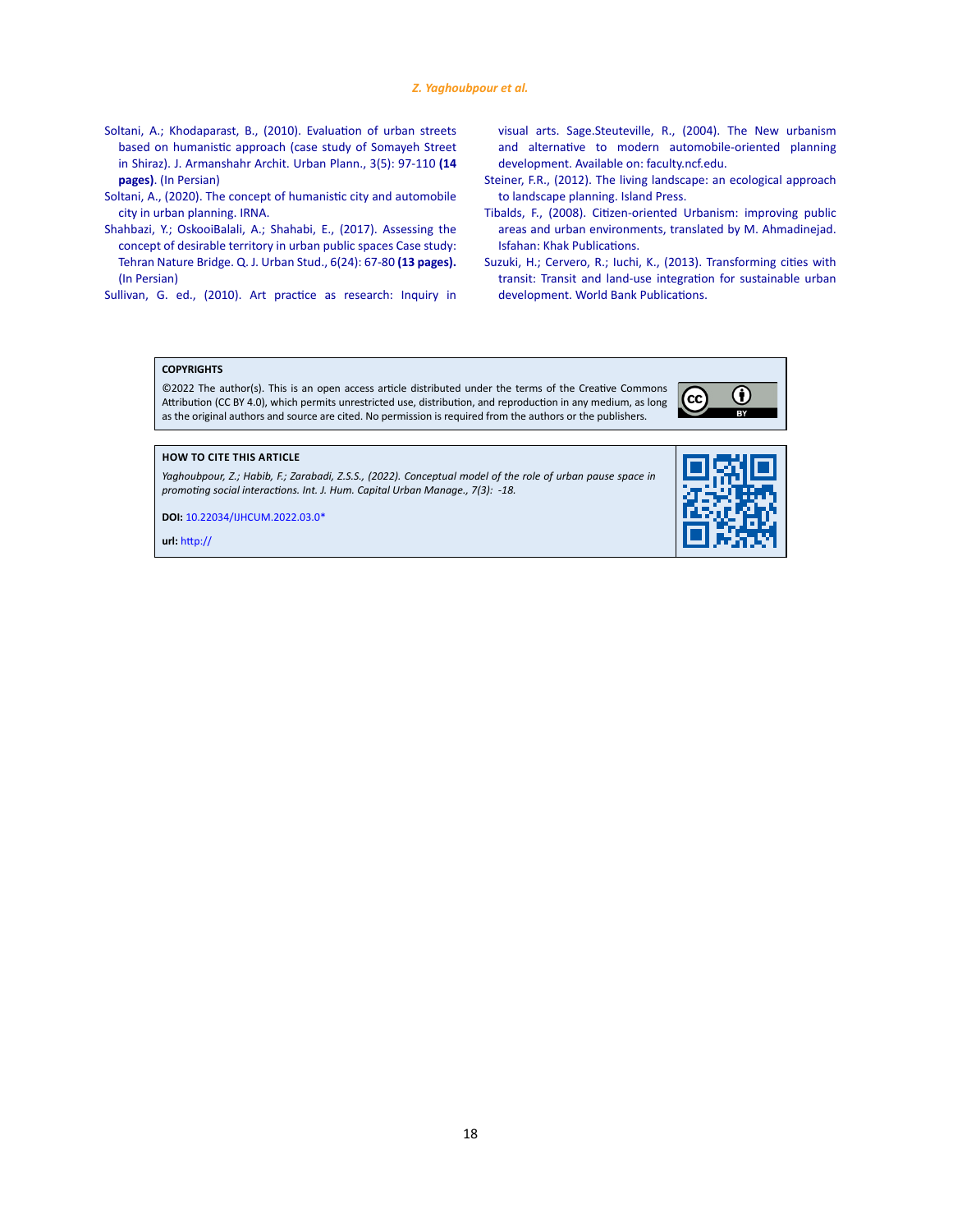Soltani, A.; Khodaparast, B., (2010). Evaluation of urban streets based on humanistic approach (case study of Somayeh Street in Shiraz). J. Armanshahr Archit. Urban Plann., 3(5): 97-110 **(14 pages)**. (In Persian)

Soltani, A., (2020). The concept of humanistic city and automobile city in urban planning. IRNA.

Shahbazi, Y.; OskooiBalali, A.; Shahabi, E., (2017). Assessing the concept of desirable territory in urban public spaces Case study: Tehran Nature Bridge. Q. J. Urban Stud., 6(24): 67-80 **(13 pages).** (In Persian)

Sullivan, G. ed., (2010). Art practice as research: Inquiry in visual arts. Sage.Steuteville, R., (2004). The New urbanism and alternative to modern automobile-oriented planning development. Available on: faculty.ncf.edu.

Steiner, F.R., (2012). The living landscape: an ecological approach to landscape planning. Island Press.

Tibalds, F., (2008). Citizen-oriented Urbanism: improving public areas and urban environments, translated by M. Ahmadinejad. Isfahan: Khak Publications.

Suzuki, H.; Cervero, R.; Iuchi, K., (2013). Transforming cities with transit: Transit and land-use integration for sustainable urban development. World Bank Publications.

**COPYRIGHTS**

©2022 The author(s). This is an open access article distributed under the terms of the Creative Commons Attribution (CC BY 4.0), which permits unrestricted use, distribution, and reproduction in any medium, as long as the original authors and source are cited. No permission is required from the authors or the publishers.

**HOW TO CITE THIS ARTICLE**

*Yaghoubpour, Z.; Habib, F.; Zarabadi, Z.S.S., (2022). Conceptual model of the role of urban pause space in promoting social interactions. Int. J. Hum. Capital Urban Manage., 7(3): -18.*

**DOI:** 10.22034/IJHCUM.2022.03.0*

**url:** http://